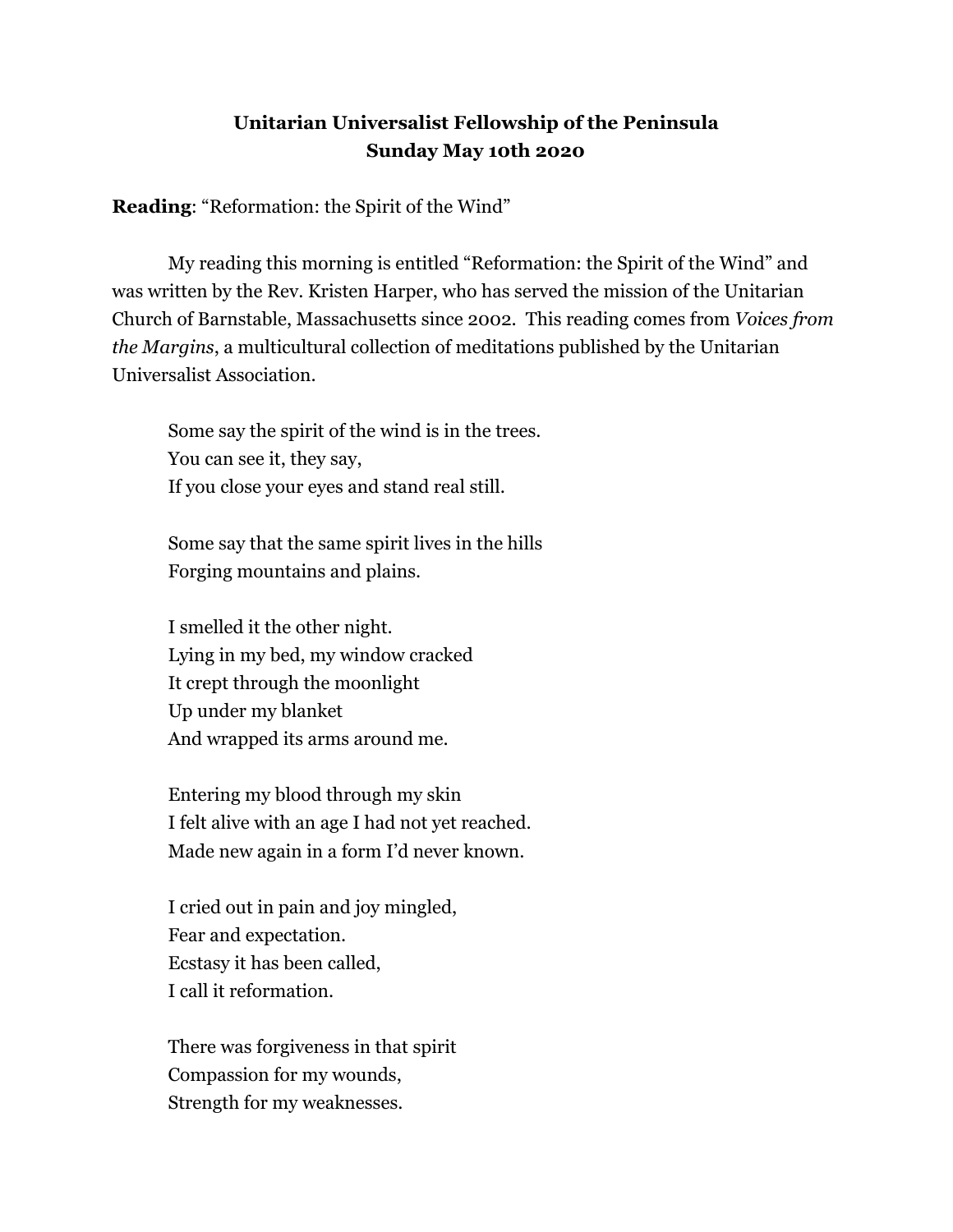**Unitarian Universalist Fellowship of the Peninsula**
**Sunday May 10th 2020**

**Reading**: "Reformation: the Spirit of the Wind"

My reading this morning is entitled "Reformation: the Spirit of the Wind" and was written by the Rev. Kristen Harper, who has served the mission of the Unitarian Church of Barnstable, Massachusetts since 2002. This reading comes from *Voices from the Margins*, a multicultural collection of meditations published by the Unitarian Universalist Association.

> Some say the spirit of the wind is in the trees.
> You can see it, they say,
> If you close your eyes and stand real still.
>
> Some say that the same spirit lives in the hills
> Forging mountains and plains.
>
> I smelled it the other night.
> Lying in my bed, my window cracked
> It crept through the moonlight
> Up under my blanket
> And wrapped its arms around me.
>
> Entering my blood through my skin
> I felt alive with an age I had not yet reached.
> Made new again in a form I'd never known.
>
> I cried out in pain and joy mingled,
> Fear and expectation.
> Ecstasy it has been called,
> I call it reformation.
>
> There was forgiveness in that spirit
> Compassion for my wounds,
> Strength for my weaknesses.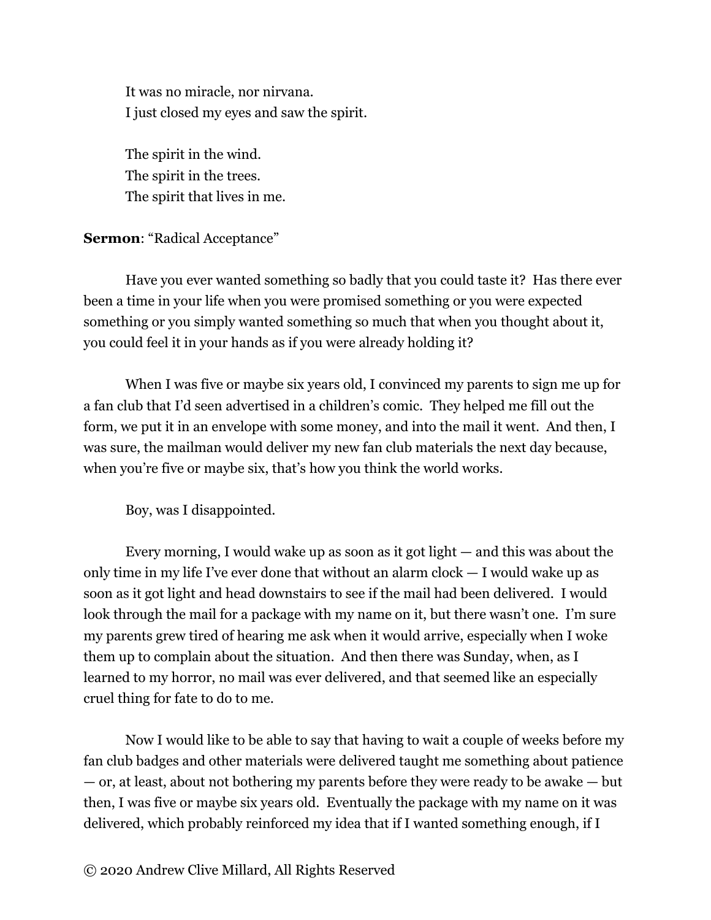It was no miracle, nor nirvana.  
I just closed my eyes and saw the spirit.

The spirit in the wind.  
The spirit in the trees.  
The spirit that lives in me.

**Sermon**: "Radical Acceptance"

Have you ever wanted something so badly that you could taste it? Has there ever been a time in your life when you were promised something or you were expected something or you simply wanted something so much that when you thought about it, you could feel it in your hands as if you were already holding it?

When I was five or maybe six years old, I convinced my parents to sign me up for a fan club that I'd seen advertised in a children's comic. They helped me fill out the form, we put it in an envelope with some money, and into the mail it went. And then, I was sure, the mailman would deliver my new fan club materials the next day because, when you're five or maybe six, that's how you think the world works.

Boy, was I disappointed.

Every morning, I would wake up as soon as it got light — and this was about the only time in my life I've ever done that without an alarm clock — I would wake up as soon as it got light and head downstairs to see if the mail had been delivered. I would look through the mail for a package with my name on it, but there wasn't one. I'm sure my parents grew tired of hearing me ask when it would arrive, especially when I woke them up to complain about the situation. And then there was Sunday, when, as I learned to my horror, no mail was ever delivered, and that seemed like an especially cruel thing for fate to do to me.

Now I would like to be able to say that having to wait a couple of weeks before my fan club badges and other materials were delivered taught me something about patience — or, at least, about not bothering my parents before they were ready to be awake — but then, I was five or maybe six years old. Eventually the package with my name on it was delivered, which probably reinforced my idea that if I wanted something enough, if I

© 2020 Andrew Clive Millard, All Rights Reserved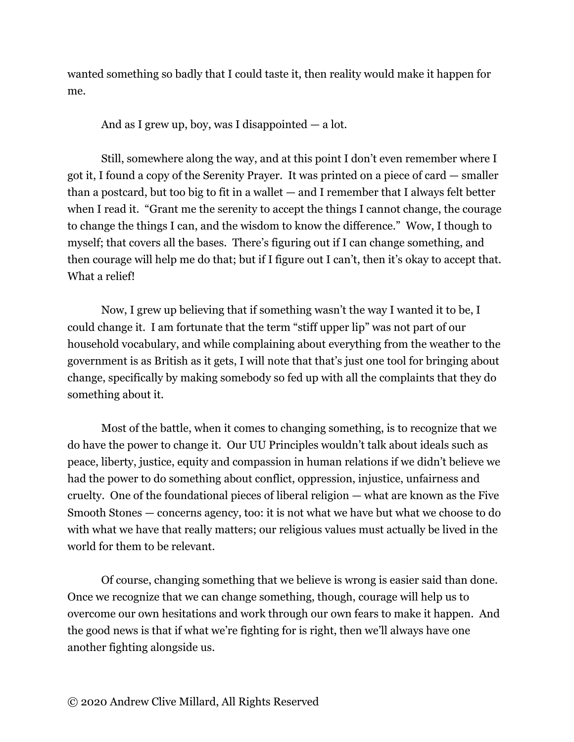wanted something so badly that I could taste it, then reality would make it happen for me.

And as I grew up, boy, was I disappointed — a lot.

Still, somewhere along the way, and at this point I don't even remember where I got it, I found a copy of the Serenity Prayer. It was printed on a piece of card — smaller than a postcard, but too big to fit in a wallet — and I remember that I always felt better when I read it. "Grant me the serenity to accept the things I cannot change, the courage to change the things I can, and the wisdom to know the difference." Wow, I though to myself; that covers all the bases. There's figuring out if I can change something, and then courage will help me do that; but if I figure out I can't, then it's okay to accept that. What a relief!

Now, I grew up believing that if something wasn't the way I wanted it to be, I could change it. I am fortunate that the term "stiff upper lip" was not part of our household vocabulary, and while complaining about everything from the weather to the government is as British as it gets, I will note that that's just one tool for bringing about change, specifically by making somebody so fed up with all the complaints that they do something about it.

Most of the battle, when it comes to changing something, is to recognize that we do have the power to change it. Our UU Principles wouldn't talk about ideals such as peace, liberty, justice, equity and compassion in human relations if we didn't believe we had the power to do something about conflict, oppression, injustice, unfairness and cruelty. One of the foundational pieces of liberal religion — what are known as the Five Smooth Stones — concerns agency, too: it is not what we have but what we choose to do with what we have that really matters; our religious values must actually be lived in the world for them to be relevant.

Of course, changing something that we believe is wrong is easier said than done. Once we recognize that we can change something, though, courage will help us to overcome our own hesitations and work through our own fears to make it happen. And the good news is that if what we're fighting for is right, then we'll always have one another fighting alongside us.

© 2020 Andrew Clive Millard, All Rights Reserved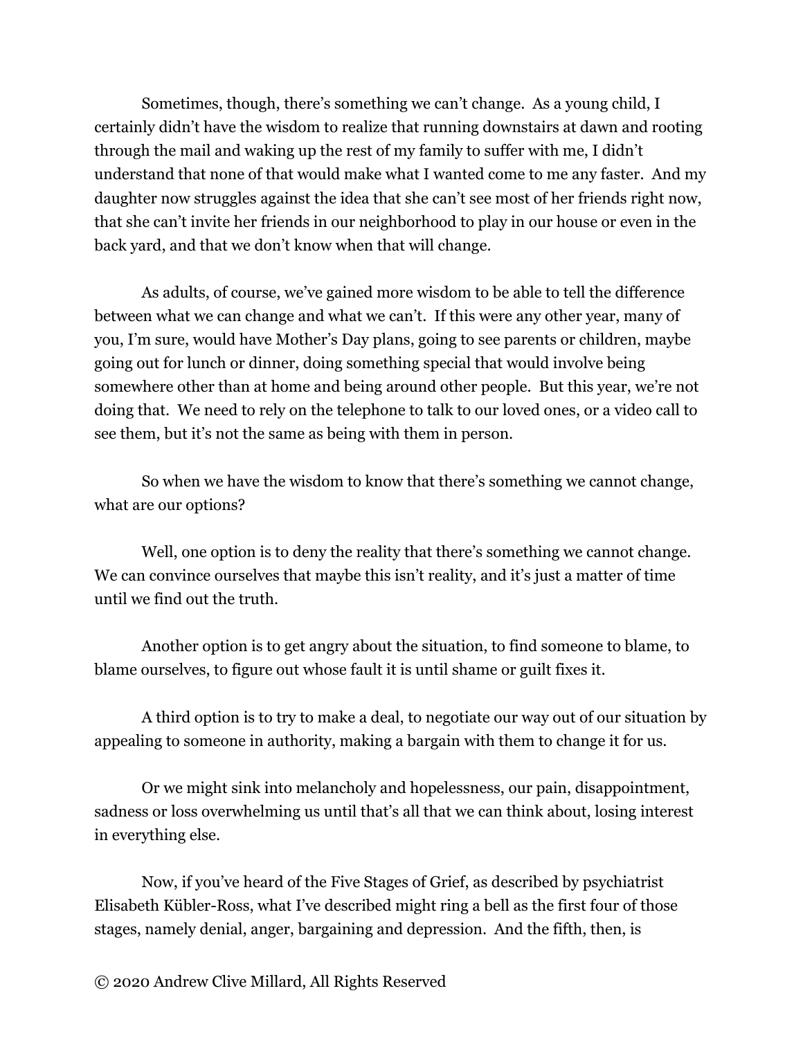Sometimes, though, there's something we can't change. As a young child, I certainly didn't have the wisdom to realize that running downstairs at dawn and rooting through the mail and waking up the rest of my family to suffer with me, I didn't understand that none of that would make what I wanted come to me any faster. And my daughter now struggles against the idea that she can't see most of her friends right now, that she can't invite her friends in our neighborhood to play in our house or even in the back yard, and that we don't know when that will change.

As adults, of course, we've gained more wisdom to be able to tell the difference between what we can change and what we can't. If this were any other year, many of you, I'm sure, would have Mother's Day plans, going to see parents or children, maybe going out for lunch or dinner, doing something special that would involve being somewhere other than at home and being around other people. But this year, we're not doing that. We need to rely on the telephone to talk to our loved ones, or a video call to see them, but it's not the same as being with them in person.

So when we have the wisdom to know that there's something we cannot change, what are our options?

Well, one option is to deny the reality that there's something we cannot change. We can convince ourselves that maybe this isn't reality, and it's just a matter of time until we find out the truth.

Another option is to get angry about the situation, to find someone to blame, to blame ourselves, to figure out whose fault it is until shame or guilt fixes it.

A third option is to try to make a deal, to negotiate our way out of our situation by appealing to someone in authority, making a bargain with them to change it for us.

Or we might sink into melancholy and hopelessness, our pain, disappointment, sadness or loss overwhelming us until that's all that we can think about, losing interest in everything else.

Now, if you've heard of the Five Stages of Grief, as described by psychiatrist Elisabeth Kübler-Ross, what I've described might ring a bell as the first four of those stages, namely denial, anger, bargaining and depression. And the fifth, then, is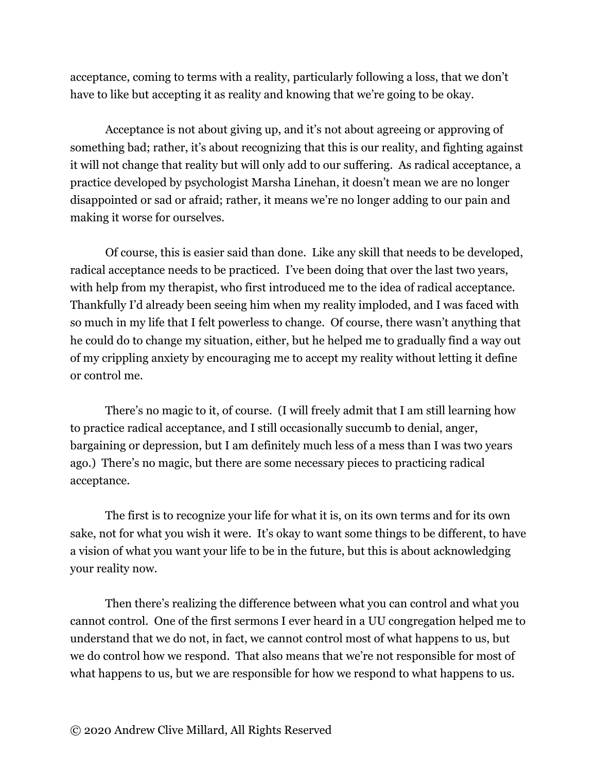acceptance, coming to terms with a reality, particularly following a loss, that we don't have to like but accepting it as reality and knowing that we're going to be okay.

Acceptance is not about giving up, and it's not about agreeing or approving of something bad; rather, it's about recognizing that this is our reality, and fighting against it will not change that reality but will only add to our suffering. As radical acceptance, a practice developed by psychologist Marsha Linehan, it doesn't mean we are no longer disappointed or sad or afraid; rather, it means we're no longer adding to our pain and making it worse for ourselves.

Of course, this is easier said than done. Like any skill that needs to be developed, radical acceptance needs to be practiced. I've been doing that over the last two years, with help from my therapist, who first introduced me to the idea of radical acceptance. Thankfully I'd already been seeing him when my reality imploded, and I was faced with so much in my life that I felt powerless to change. Of course, there wasn't anything that he could do to change my situation, either, but he helped me to gradually find a way out of my crippling anxiety by encouraging me to accept my reality without letting it define or control me.

There's no magic to it, of course. (I will freely admit that I am still learning how to practice radical acceptance, and I still occasionally succumb to denial, anger, bargaining or depression, but I am definitely much less of a mess than I was two years ago.) There's no magic, but there are some necessary pieces to practicing radical acceptance.

The first is to recognize your life for what it is, on its own terms and for its own sake, not for what you wish it were. It's okay to want some things to be different, to have a vision of what you want your life to be in the future, but this is about acknowledging your reality now.

Then there's realizing the difference between what you can control and what you cannot control. One of the first sermons I ever heard in a UU congregation helped me to understand that we do not, in fact, we cannot control most of what happens to us, but we do control how we respond. That also means that we're not responsible for most of what happens to us, but we are responsible for how we respond to what happens to us.

© 2020 Andrew Clive Millard, All Rights Reserved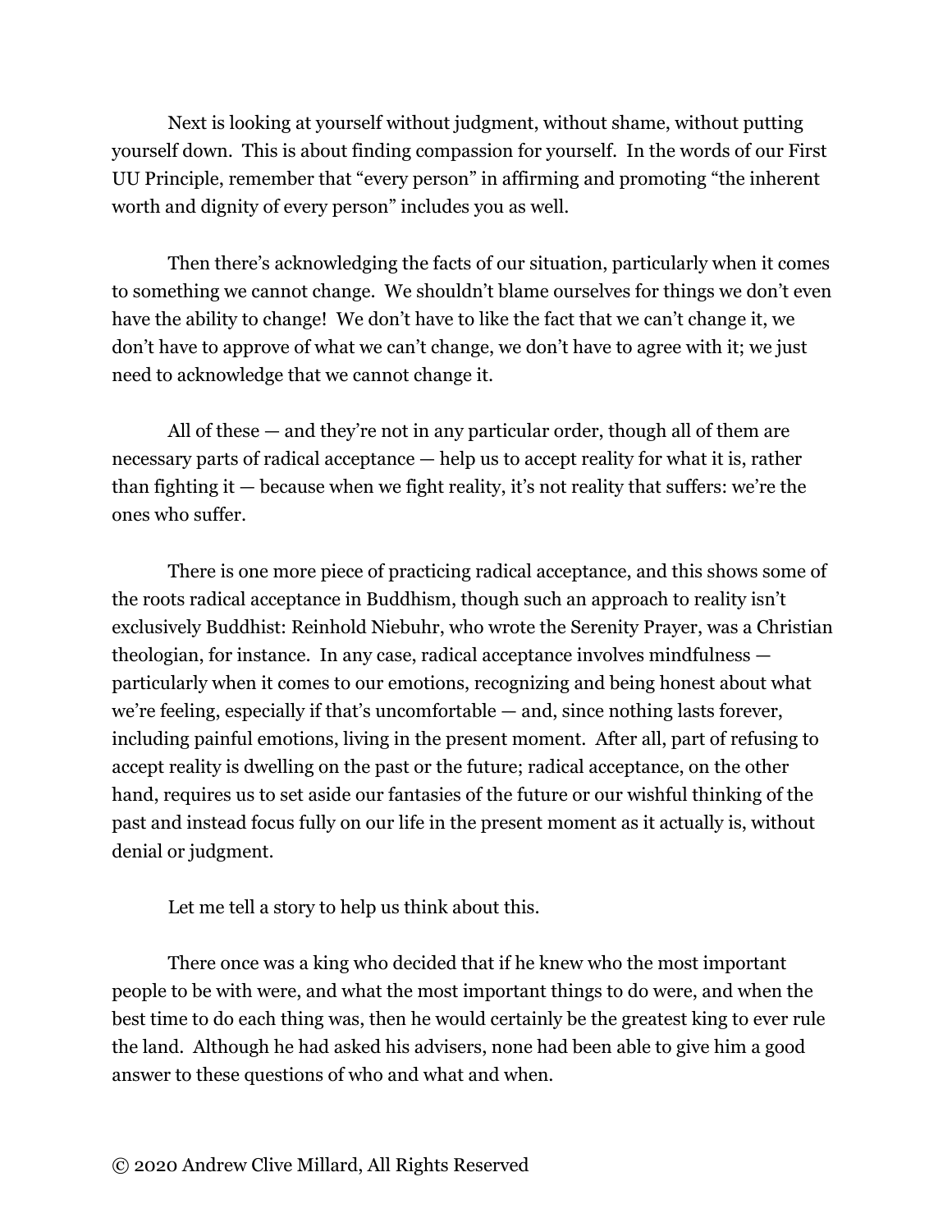Next is looking at yourself without judgment, without shame, without putting yourself down. This is about finding compassion for yourself. In the words of our First UU Principle, remember that "every person" in affirming and promoting "the inherent worth and dignity of every person" includes you as well.

Then there's acknowledging the facts of our situation, particularly when it comes to something we cannot change. We shouldn't blame ourselves for things we don't even have the ability to change! We don't have to like the fact that we can't change it, we don't have to approve of what we can't change, we don't have to agree with it; we just need to acknowledge that we cannot change it.

All of these — and they're not in any particular order, though all of them are necessary parts of radical acceptance — help us to accept reality for what it is, rather than fighting it — because when we fight reality, it's not reality that suffers: we're the ones who suffer.

There is one more piece of practicing radical acceptance, and this shows some of the roots radical acceptance in Buddhism, though such an approach to reality isn't exclusively Buddhist: Reinhold Niebuhr, who wrote the Serenity Prayer, was a Christian theologian, for instance. In any case, radical acceptance involves mindfulness — particularly when it comes to our emotions, recognizing and being honest about what we're feeling, especially if that's uncomfortable — and, since nothing lasts forever, including painful emotions, living in the present moment. After all, part of refusing to accept reality is dwelling on the past or the future; radical acceptance, on the other hand, requires us to set aside our fantasies of the future or our wishful thinking of the past and instead focus fully on our life in the present moment as it actually is, without denial or judgment.

Let me tell a story to help us think about this.

There once was a king who decided that if he knew who the most important people to be with were, and what the most important things to do were, and when the best time to do each thing was, then he would certainly be the greatest king to ever rule the land. Although he had asked his advisers, none had been able to give him a good answer to these questions of who and what and when.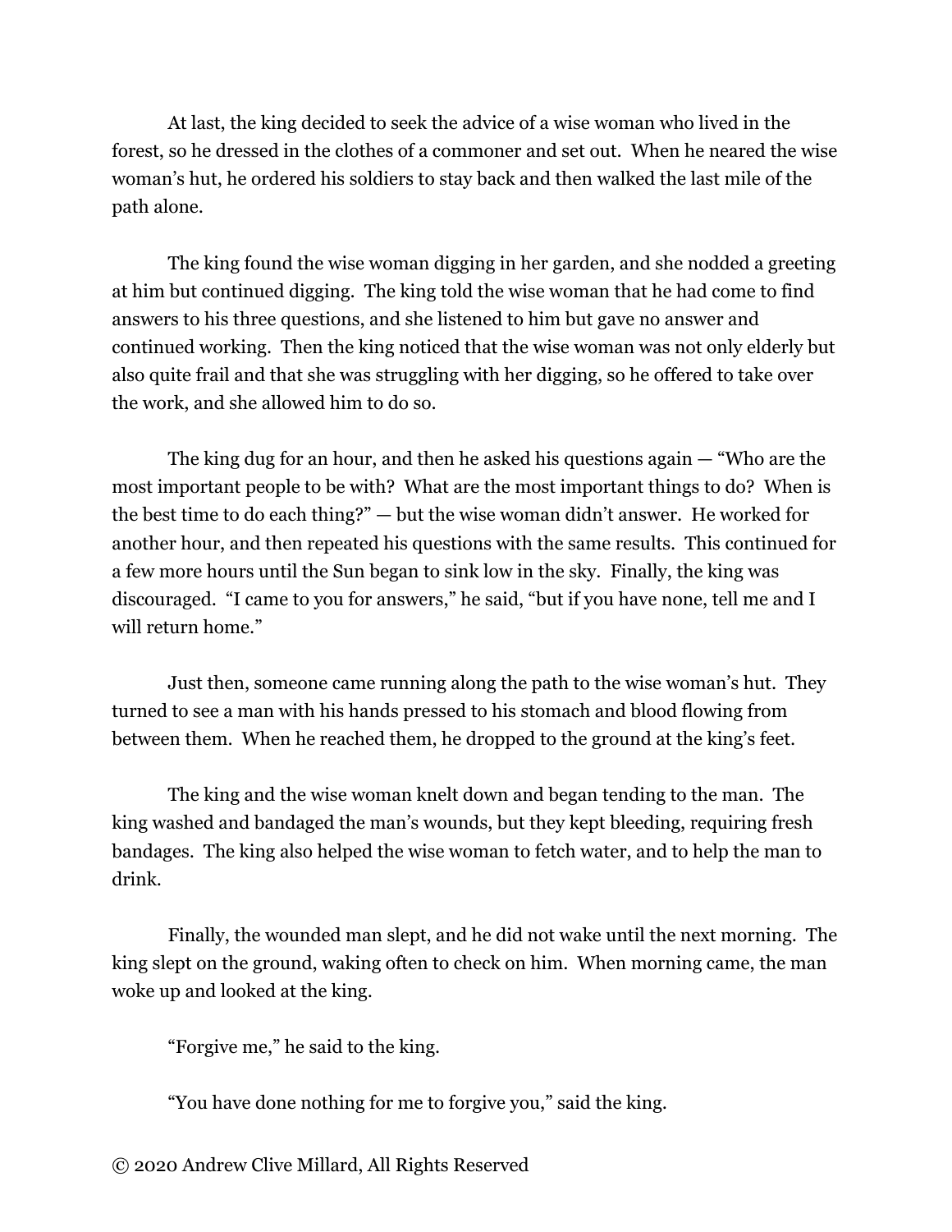At last, the king decided to seek the advice of a wise woman who lived in the forest, so he dressed in the clothes of a commoner and set out. When he neared the wise woman's hut, he ordered his soldiers to stay back and then walked the last mile of the path alone.

The king found the wise woman digging in her garden, and she nodded a greeting at him but continued digging. The king told the wise woman that he had come to find answers to his three questions, and she listened to him but gave no answer and continued working. Then the king noticed that the wise woman was not only elderly but also quite frail and that she was struggling with her digging, so he offered to take over the work, and she allowed him to do so.

The king dug for an hour, and then he asked his questions again — "Who are the most important people to be with? What are the most important things to do? When is the best time to do each thing?" — but the wise woman didn't answer. He worked for another hour, and then repeated his questions with the same results. This continued for a few more hours until the Sun began to sink low in the sky. Finally, the king was discouraged. "I came to you for answers," he said, "but if you have none, tell me and I will return home."

Just then, someone came running along the path to the wise woman's hut. They turned to see a man with his hands pressed to his stomach and blood flowing from between them. When he reached them, he dropped to the ground at the king's feet.

The king and the wise woman knelt down and began tending to the man. The king washed and bandaged the man's wounds, but they kept bleeding, requiring fresh bandages. The king also helped the wise woman to fetch water, and to help the man to drink.

Finally, the wounded man slept, and he did not wake until the next morning. The king slept on the ground, waking often to check on him. When morning came, the man woke up and looked at the king.

"Forgive me," he said to the king.

"You have done nothing for me to forgive you," said the king.

© 2020 Andrew Clive Millard, All Rights Reserved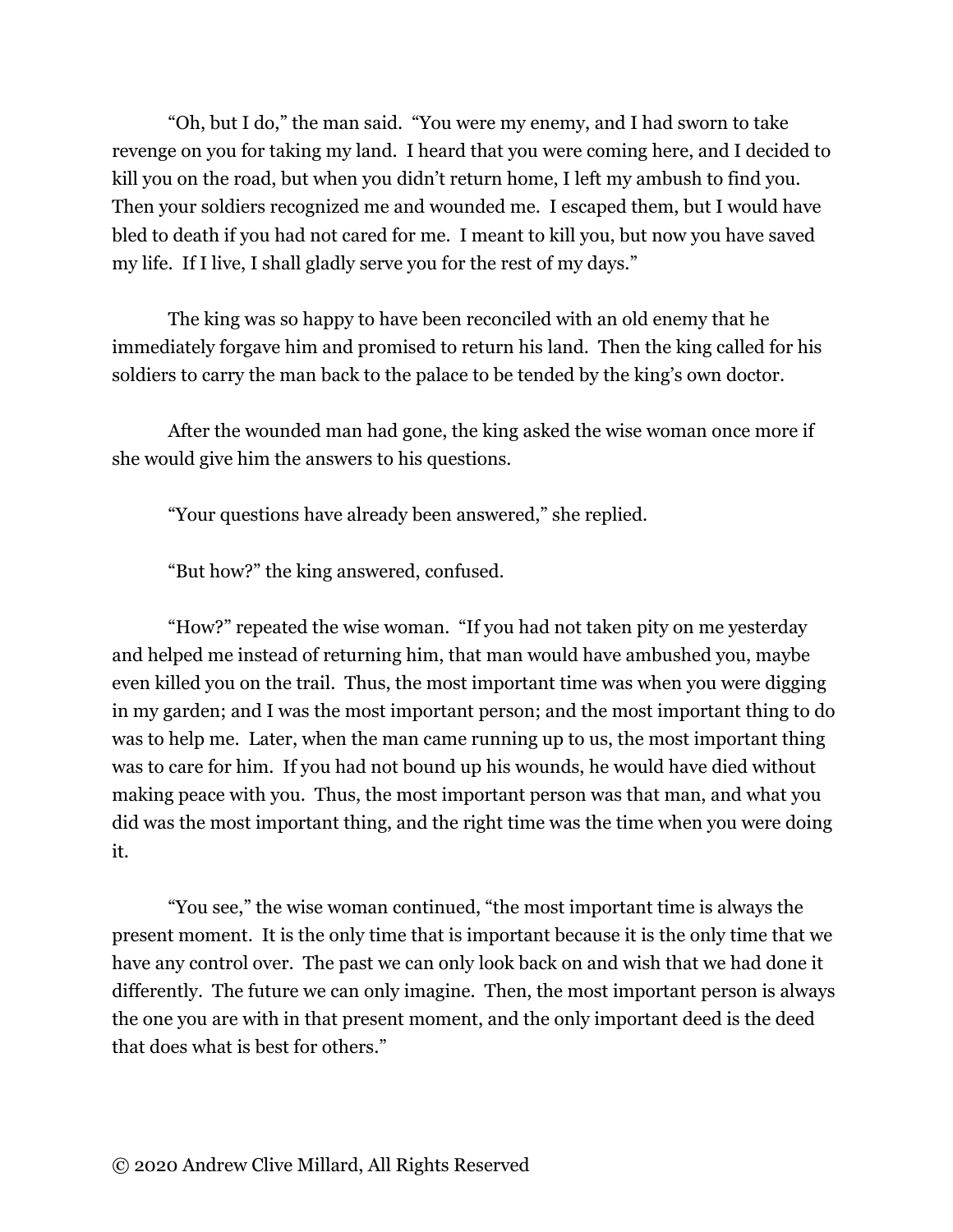"Oh, but I do," the man said. "You were my enemy, and I had sworn to take revenge on you for taking my land. I heard that you were coming here, and I decided to kill you on the road, but when you didn't return home, I left my ambush to find you. Then your soldiers recognized me and wounded me. I escaped them, but I would have bled to death if you had not cared for me. I meant to kill you, but now you have saved my life. If I live, I shall gladly serve you for the rest of my days."

The king was so happy to have been reconciled with an old enemy that he immediately forgave him and promised to return his land. Then the king called for his soldiers to carry the man back to the palace to be tended by the king's own doctor.

After the wounded man had gone, the king asked the wise woman once more if she would give him the answers to his questions.

"Your questions have already been answered," she replied.

"But how?" the king answered, confused.

"How?" repeated the wise woman. "If you had not taken pity on me yesterday and helped me instead of returning him, that man would have ambushed you, maybe even killed you on the trail. Thus, the most important time was when you were digging in my garden; and I was the most important person; and the most important thing to do was to help me. Later, when the man came running up to us, the most important thing was to care for him. If you had not bound up his wounds, he would have died without making peace with you. Thus, the most important person was that man, and what you did was the most important thing, and the right time was the time when you were doing it.

"You see," the wise woman continued, "the most important time is always the present moment. It is the only time that is important because it is the only time that we have any control over. The past we can only look back on and wish that we had done it differently. The future we can only imagine. Then, the most important person is always the one you are with in that present moment, and the only important deed is the deed that does what is best for others."

© 2020 Andrew Clive Millard, All Rights Reserved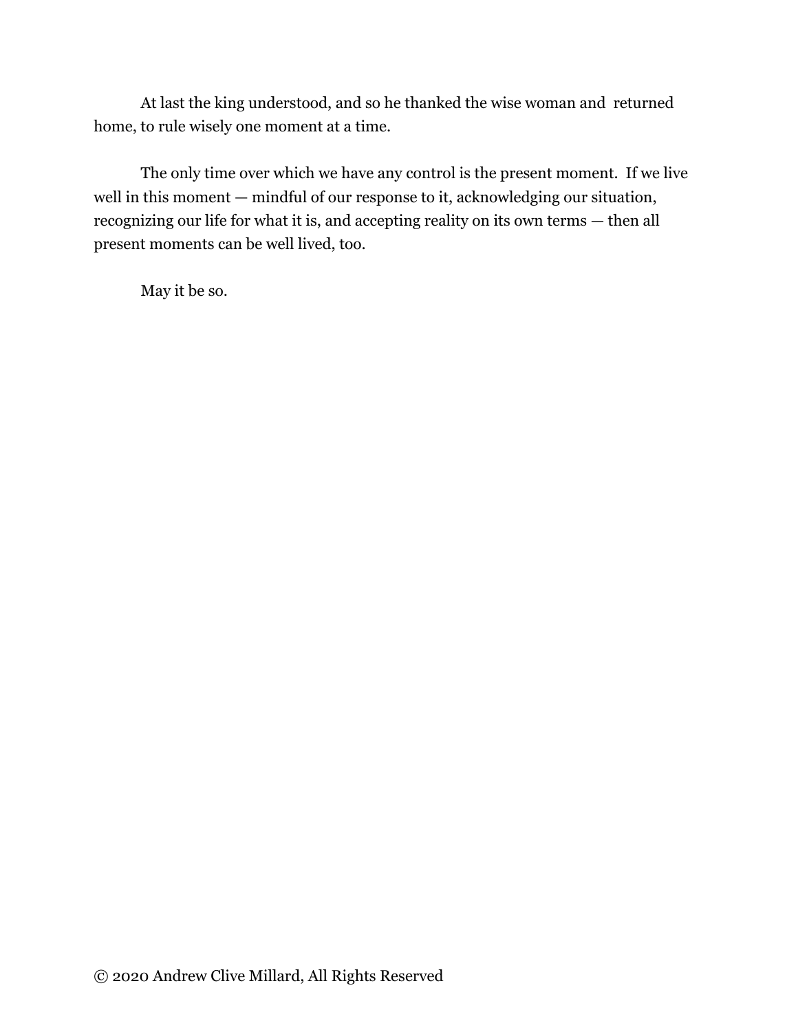At last the king understood, and so he thanked the wise woman and returned home, to rule wisely one moment at a time.

The only time over which we have any control is the present moment. If we live well in this moment — mindful of our response to it, acknowledging our situation, recognizing our life for what it is, and accepting reality on its own terms — then all present moments can be well lived, too.

May it be so.

© 2020 Andrew Clive Millard, All Rights Reserved